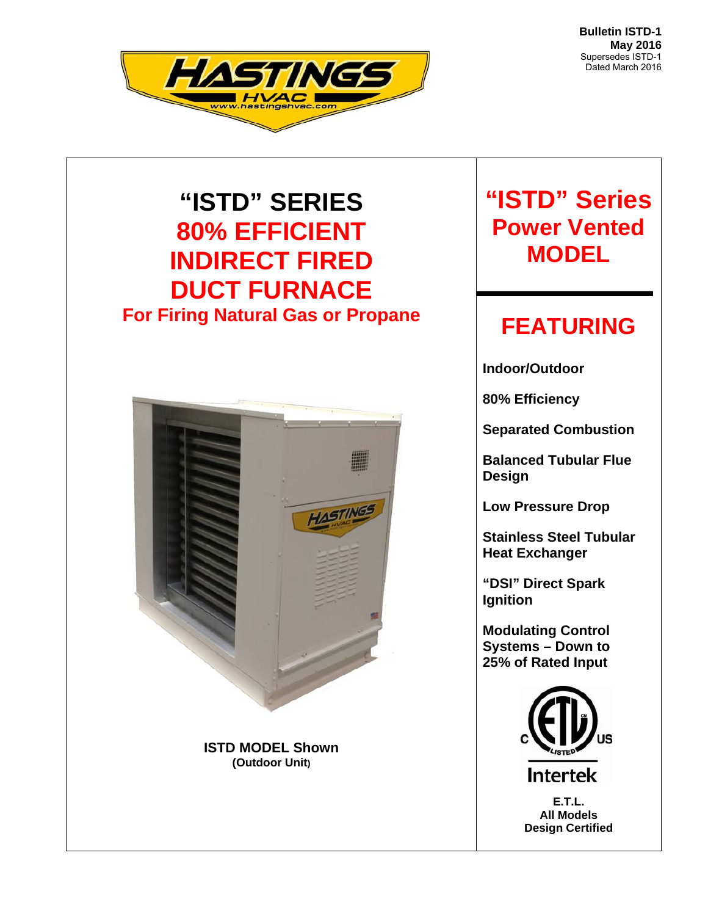Bulletin ISTD-1
**May 2016**
Supersedes ISTD-1
Dated March 2016

# "ISTD" SERIES
# 80% EFFICIENT INDIRECT FIRED DUCT FURNACE
## For Firing Natural Gas or Propane

**ISTD MODEL Shown**
**(Outdoor Unit)**

# "ISTD" Series Power Vented MODEL

## FEATURING

**Indoor/Outdoor**

**80% Efficiency**

**Separated Combustion**

**Balanced Tubular Flue Design**

**Low Pressure Drop**

**Stainless Steel Tubular Heat Exchanger**

**"DSI" Direct Spark Ignition**

**Modulating Control Systems – Down to 25% of Rated Input**

**E.T.L.**
**All Models**
**Design Certified**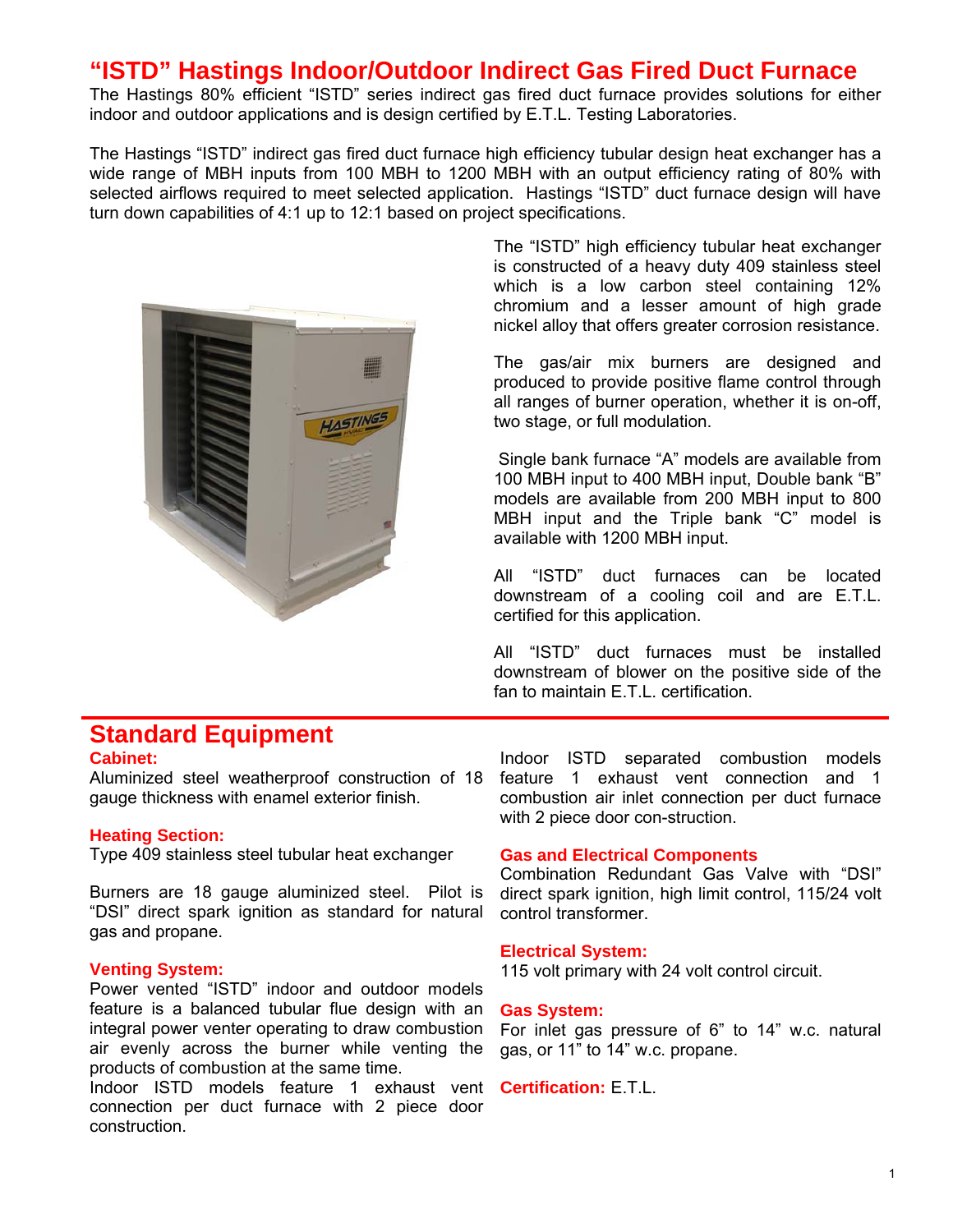# "ISTD" Hastings Indoor/Outdoor Indirect Gas Fired Duct Furnace

The Hastings 80% efficient "ISTD" series indirect gas fired duct furnace provides solutions for either indoor and outdoor applications and is design certified by E.T.L. Testing Laboratories.

The Hastings "ISTD" indirect gas fired duct furnace high efficiency tubular design heat exchanger has a wide range of MBH inputs from 100 MBH to 1200 MBH with an output efficiency rating of 80% with selected airflows required to meet selected application. Hastings "ISTD" duct furnace design will have turn down capabilities of 4:1 up to 12:1 based on project specifications.

The "ISTD" high efficiency tubular heat exchanger is constructed of a heavy duty 409 stainless steel which is a low carbon steel containing 12% chromium and a lesser amount of high grade nickel alloy that offers greater corrosion resistance.

The gas/air mix burners are designed and produced to provide positive flame control through all ranges of burner operation, whether it is on-off, two stage, or full modulation.

Single bank furnace "A" models are available from 100 MBH input to 400 MBH input, Double bank "B" models are available from 200 MBH input to 800 MBH input and the Triple bank "C" model is available with 1200 MBH input.

All "ISTD" duct furnaces can be located downstream of a cooling coil and are E.T.L. certified for this application.

All "ISTD" duct furnaces must be installed downstream of blower on the positive side of the fan to maintain E.T.L. certification.

## Standard Equipment

### Cabinet:

Aluminized steel weatherproof construction of 18 gauge thickness with enamel exterior finish.

### Heating Section:

Type 409 stainless steel tubular heat exchanger

Burners are 18 gauge aluminized steel. Pilot is "DSI" direct spark ignition as standard for natural gas and propane.

### Venting System:

Power vented "ISTD" indoor and outdoor models feature is a balanced tubular flue design with an integral power venter operating to draw combustion air evenly across the burner while venting the products of combustion at the same time.
Indoor ISTD models feature 1 exhaust vent connection per duct furnace with 2 piece door construction.

Indoor ISTD separated combustion models feature 1 exhaust vent connection and 1 combustion air inlet connection per duct furnace with 2 piece door con-struction.

### Gas and Electrical Components

Combination Redundant Gas Valve with "DSI" direct spark ignition, high limit control, 115/24 volt control transformer.

### Electrical System:

115 volt primary with 24 volt control circuit.

### Gas System:

For inlet gas pressure of 6" to 14" w.c. natural gas, or 11" to 14" w.c. propane.

**Certification:** E.T.L.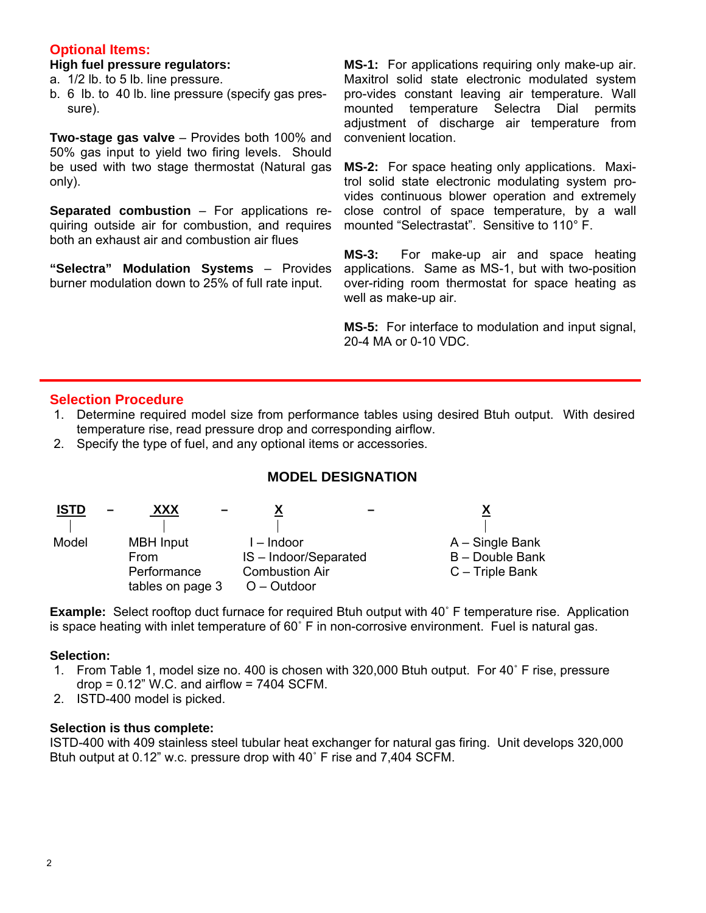## Optional Items:

**High fuel pressure regulators:**

a. 1/2 lb. to 5 lb. line pressure.
b. 6 lb. to 40 lb. line pressure (specify gas pressure).

**Two-stage gas valve** – Provides both 100% and 50% gas input to yield two firing levels. Should be used with two stage thermostat (Natural gas only).

**Separated combustion** – For applications requiring outside air for combustion, and requires both an exhaust air and combustion air flues

**"Selectra" Modulation Systems** – Provides burner modulation down to 25% of full rate input.

**MS-1:** For applications requiring only make-up air. Maxitrol solid state electronic modulated system pro-vides constant leaving air temperature. Wall mounted temperature Selectra Dial permits adjustment of discharge air temperature from convenient location.

**MS-2:** For space heating only applications. Maxitrol solid state electronic modulating system provides continuous blower operation and extremely close control of space temperature, by a wall mounted "Selectrastat". Sensitive to 110° F.

**MS-3:** For make-up air and space heating applications. Same as MS-1, but with two-position over-riding room thermostat for space heating as well as make-up air.

**MS-5:** For interface to modulation and input signal, 20-4 MA or 0-10 VDC.

---

## Selection Procedure

1. Determine required model size from performance tables using desired Btuh output. With desired temperature rise, read pressure drop and corresponding airflow.
2. Specify the type of fuel, and any optional items or accessories.

### MODEL DESIGNATION

| ISTD | – | XXX | – | X | – | X |
|---|---|---|---|---|---|---|
| Model | | MBH Input From Performance tables on page 3 | | I – Indoor<br>IS – Indoor/Separated Combustion Air<br>O – Outdoor | | A – Single Bank<br>B – Double Bank<br>C – Triple Bank |

**Example:** Select rooftop duct furnace for required Btuh output with 40˚ F temperature rise. Application is space heating with inlet temperature of 60˚ F in non-corrosive environment. Fuel is natural gas.

**Selection:**

1. From Table 1, model size no. 400 is chosen with 320,000 Btuh output. For 40˚ F rise, pressure drop = 0.12" W.C. and airflow = 7404 SCFM.
2. ISTD-400 model is picked.

**Selection is thus complete:**

ISTD-400 with 409 stainless steel tubular heat exchanger for natural gas firing. Unit develops 320,000 Btuh output at 0.12" w.c. pressure drop with 40˚ F rise and 7,404 SCFM.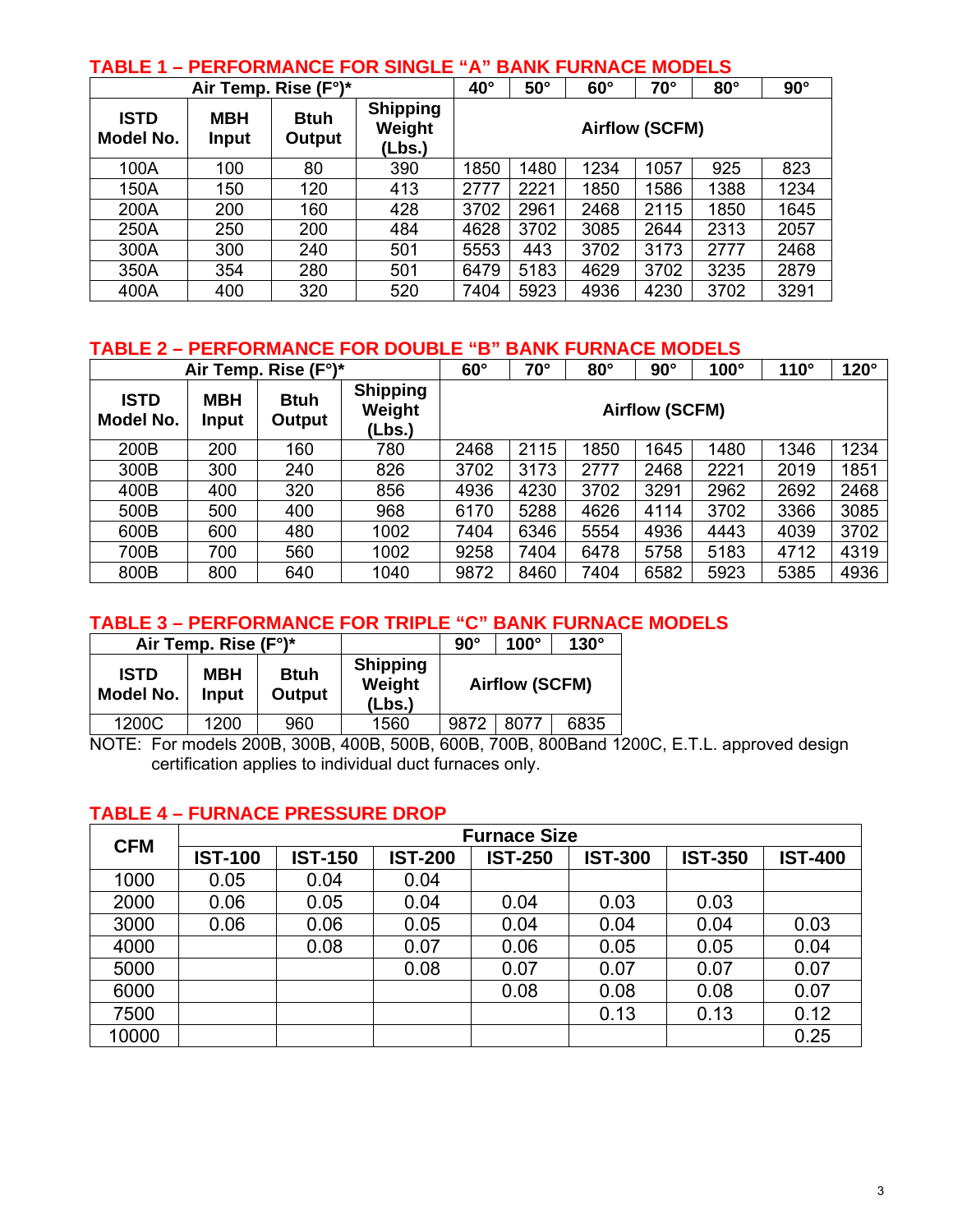## TABLE 1 – PERFORMANCE FOR SINGLE "A" BANK FURNACE MODELS

| Air Temp. Rise (F°)* | | | | 40° | 50° | 60° | 70° | 80° | 90° |
|---|---|---|---|---|---|---|---|---|---|
| **ISTD Model No.** | **MBH Input** | **Btuh Output** | **Shipping Weight (Lbs.)** | **Airflow (SCFM)** | | | | | |
| 100A | 100 | 80 | 390 | 1850 | 1480 | 1234 | 1057 | 925 | 823 |
| 150A | 150 | 120 | 413 | 2777 | 2221 | 1850 | 1586 | 1388 | 1234 |
| 200A | 200 | 160 | 428 | 3702 | 2961 | 2468 | 2115 | 1850 | 1645 |
| 250A | 250 | 200 | 484 | 4628 | 3702 | 3085 | 2644 | 2313 | 2057 |
| 300A | 300 | 240 | 501 | 5553 | 443 | 3702 | 3173 | 2777 | 2468 |
| 350A | 354 | 280 | 501 | 6479 | 5183 | 4629 | 3702 | 3235 | 2879 |
| 400A | 400 | 320 | 520 | 7404 | 5923 | 4936 | 4230 | 3702 | 3291 |

## TABLE 2 – PERFORMANCE FOR DOUBLE "B" BANK FURNACE MODELS

| Air Temp. Rise (F°)* | | | | 60° | 70° | 80° | 90° | 100° | 110° | 120° |
|---|---|---|---|---|---|---|---|---|---|---|
| **ISTD Model No.** | **MBH Input** | **Btuh Output** | **Shipping Weight (Lbs.)** | **Airflow (SCFM)** | | | | | | |
| 200B | 200 | 160 | 780 | 2468 | 2115 | 1850 | 1645 | 1480 | 1346 | 1234 |
| 300B | 300 | 240 | 826 | 3702 | 3173 | 2777 | 2468 | 2221 | 2019 | 1851 |
| 400B | 400 | 320 | 856 | 4936 | 4230 | 3702 | 3291 | 2962 | 2692 | 2468 |
| 500B | 500 | 400 | 968 | 6170 | 5288 | 4626 | 4114 | 3702 | 3366 | 3085 |
| 600B | 600 | 480 | 1002 | 7404 | 6346 | 5554 | 4936 | 4443 | 4039 | 3702 |
| 700B | 700 | 560 | 1002 | 9258 | 7404 | 6478 | 5758 | 5183 | 4712 | 4319 |
| 800B | 800 | 640 | 1040 | 9872 | 8460 | 7404 | 6582 | 5923 | 5385 | 4936 |

## TABLE 3 – PERFORMANCE FOR TRIPLE "C" BANK FURNACE MODELS

| Air Temp. Rise (F°)* | | | | 90° | 100° | 130° |
|---|---|---|---|---|---|---|
| **ISTD Model No.** | **MBH Input** | **Btuh Output** | **Shipping Weight (Lbs.)** | **Airflow (SCFM)** | | |
| 1200C | 1200 | 960 | 1560 | 9872 | 8077 | 6835 |

NOTE: For models 200B, 300B, 400B, 500B, 600B, 700B, 800Band 1200C, E.T.L. approved design certification applies to individual duct furnaces only.

## TABLE 4 – FURNACE PRESSURE DROP

| CFM | Furnace Size | | | | | | |
|---|---|---|---|---|---|---|---|
| | **IST-100** | **IST-150** | **IST-200** | **IST-250** | **IST-300** | **IST-350** | **IST-400** |
| 1000 | 0.05 | 0.04 | 0.04 | | | | |
| 2000 | 0.06 | 0.05 | 0.04 | 0.04 | 0.03 | 0.03 | |
| 3000 | 0.06 | 0.06 | 0.05 | 0.04 | 0.04 | 0.04 | 0.03 |
| 4000 | | 0.08 | 0.07 | 0.06 | 0.05 | 0.05 | 0.04 |
| 5000 | | | 0.08 | 0.07 | 0.07 | 0.07 | 0.07 |
| 6000 | | | | 0.08 | 0.08 | 0.08 | 0.07 |
| 7500 | | | | | 0.13 | 0.13 | 0.12 |
| 10000 | | | | | | | 0.25 |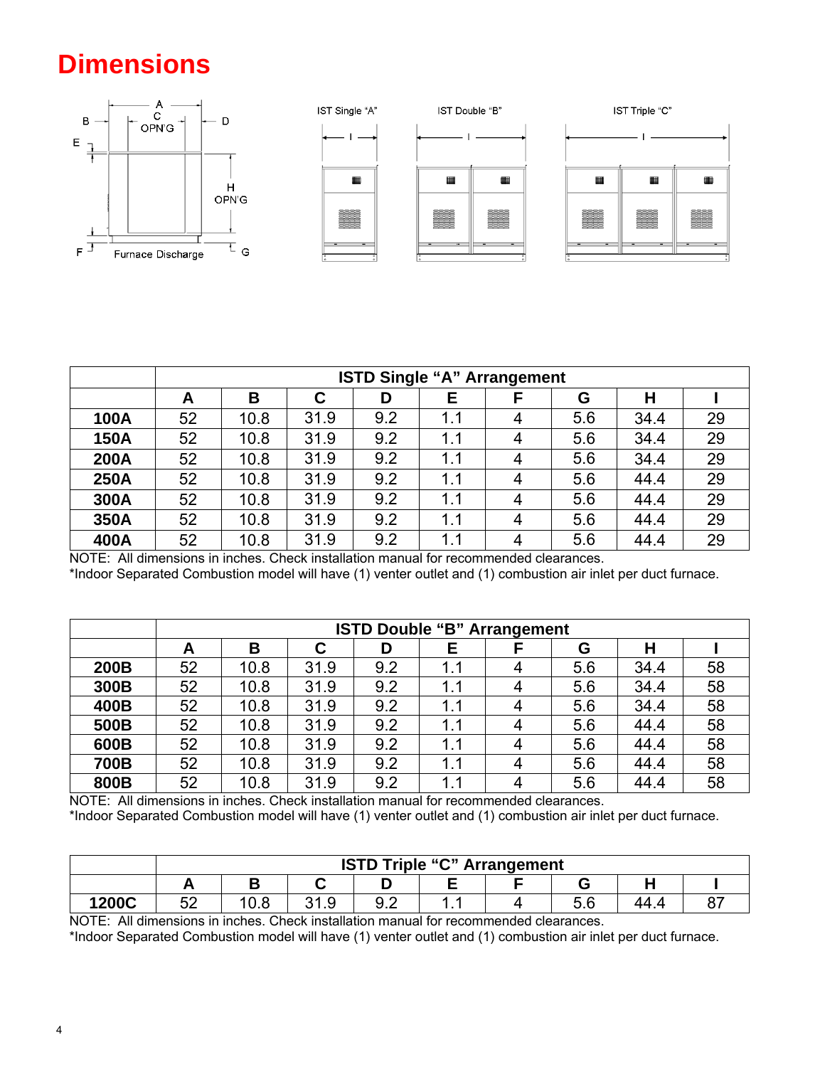# Dimensions

| | ISTD Single "A" Arrangement | | | | | | | | |
|---|---|---|---|---|---|---|---|---|---|
| | **A** | **B** | **C** | **D** | **E** | **F** | **G** | **H** | **I** |
| **100A** | 52 | 10.8 | 31.9 | 9.2 | 1.1 | 4 | 5.6 | 34.4 | 29 |
| **150A** | 52 | 10.8 | 31.9 | 9.2 | 1.1 | 4 | 5.6 | 34.4 | 29 |
| **200A** | 52 | 10.8 | 31.9 | 9.2 | 1.1 | 4 | 5.6 | 34.4 | 29 |
| **250A** | 52 | 10.8 | 31.9 | 9.2 | 1.1 | 4 | 5.6 | 44.4 | 29 |
| **300A** | 52 | 10.8 | 31.9 | 9.2 | 1.1 | 4 | 5.6 | 44.4 | 29 |
| **350A** | 52 | 10.8 | 31.9 | 9.2 | 1.1 | 4 | 5.6 | 44.4 | 29 |
| **400A** | 52 | 10.8 | 31.9 | 9.2 | 1.1 | 4 | 5.6 | 44.4 | 29 |

NOTE: All dimensions in inches. Check installation manual for recommended clearances.
*Indoor Separated Combustion model will have (1) venter outlet and (1) combustion air inlet per duct furnace.

| | ISTD Double "B" Arrangement | | | | | | | | |
|---|---|---|---|---|---|---|---|---|---|
| | **A** | **B** | **C** | **D** | **E** | **F** | **G** | **H** | **I** |
| **200B** | 52 | 10.8 | 31.9 | 9.2 | 1.1 | 4 | 5.6 | 34.4 | 58 |
| **300B** | 52 | 10.8 | 31.9 | 9.2 | 1.1 | 4 | 5.6 | 34.4 | 58 |
| **400B** | 52 | 10.8 | 31.9 | 9.2 | 1.1 | 4 | 5.6 | 34.4 | 58 |
| **500B** | 52 | 10.8 | 31.9 | 9.2 | 1.1 | 4 | 5.6 | 44.4 | 58 |
| **600B** | 52 | 10.8 | 31.9 | 9.2 | 1.1 | 4 | 5.6 | 44.4 | 58 |
| **700B** | 52 | 10.8 | 31.9 | 9.2 | 1.1 | 4 | 5.6 | 44.4 | 58 |
| **800B** | 52 | 10.8 | 31.9 | 9.2 | 1.1 | 4 | 5.6 | 44.4 | 58 |

NOTE: All dimensions in inches. Check installation manual for recommended clearances.
*Indoor Separated Combustion model will have (1) venter outlet and (1) combustion air inlet per duct furnace.

| | ISTD Triple "C" Arrangement | | | | | | | | |
|---|---|---|---|---|---|---|---|---|---|
| | **A** | **B** | **C** | **D** | **E** | **F** | **G** | **H** | **I** |
| **1200C** | 52 | 10.8 | 31.9 | 9.2 | 1.1 | 4 | 5.6 | 44.4 | 87 |

NOTE: All dimensions in inches. Check installation manual for recommended clearances.
*Indoor Separated Combustion model will have (1) venter outlet and (1) combustion air inlet per duct furnace.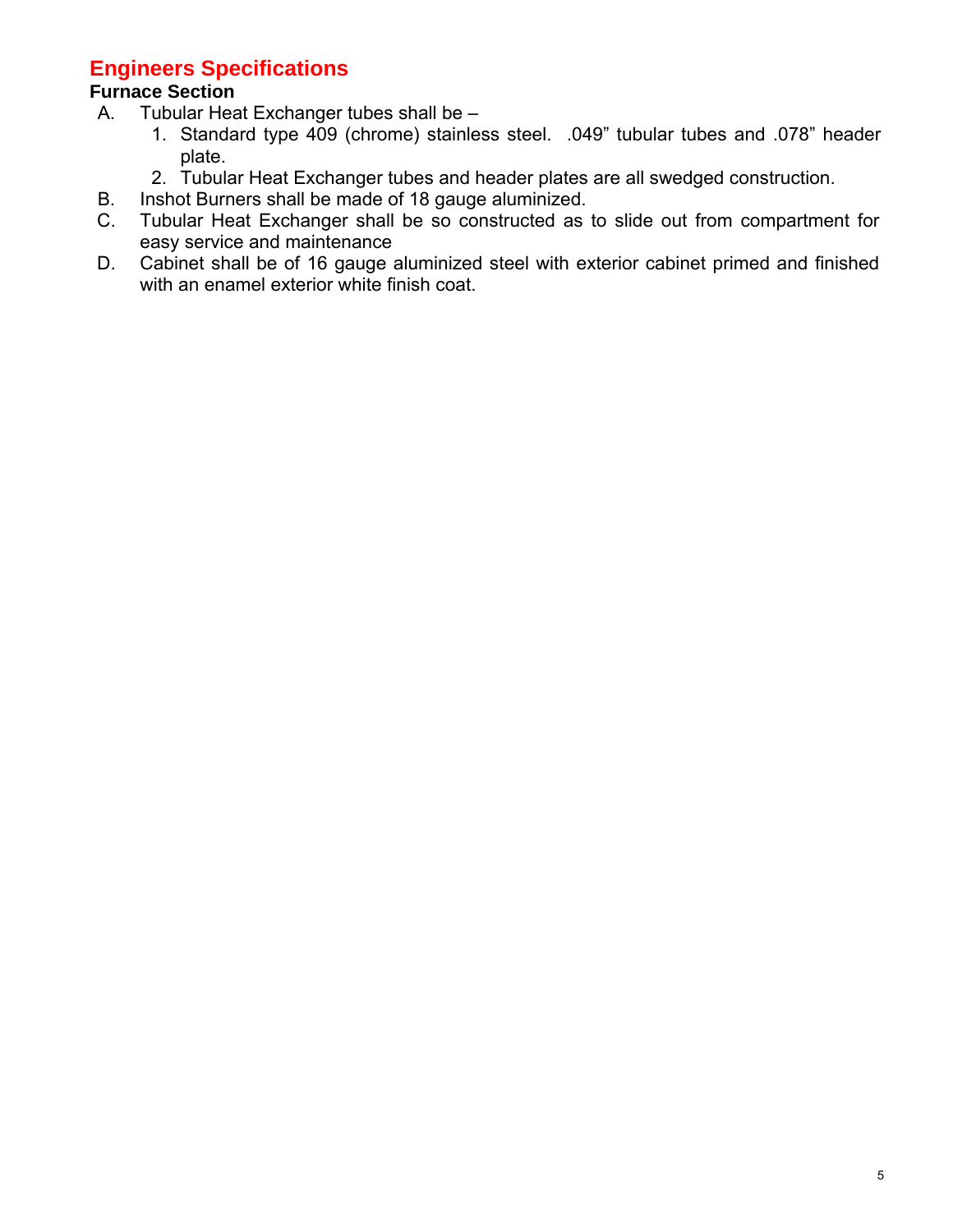## Engineers Specifications

### Furnace Section

A. Tubular Heat Exchanger tubes shall be –
   1. Standard type 409 (chrome) stainless steel. .049” tubular tubes and .078” header plate.
   2. Tubular Heat Exchanger tubes and header plates are all swedged construction.

B. Inshot Burners shall be made of 18 gauge aluminized.

C. Tubular Heat Exchanger shall be so constructed as to slide out from compartment for easy service and maintenance

D. Cabinet shall be of 16 gauge aluminized steel with exterior cabinet primed and finished with an enamel exterior white finish coat.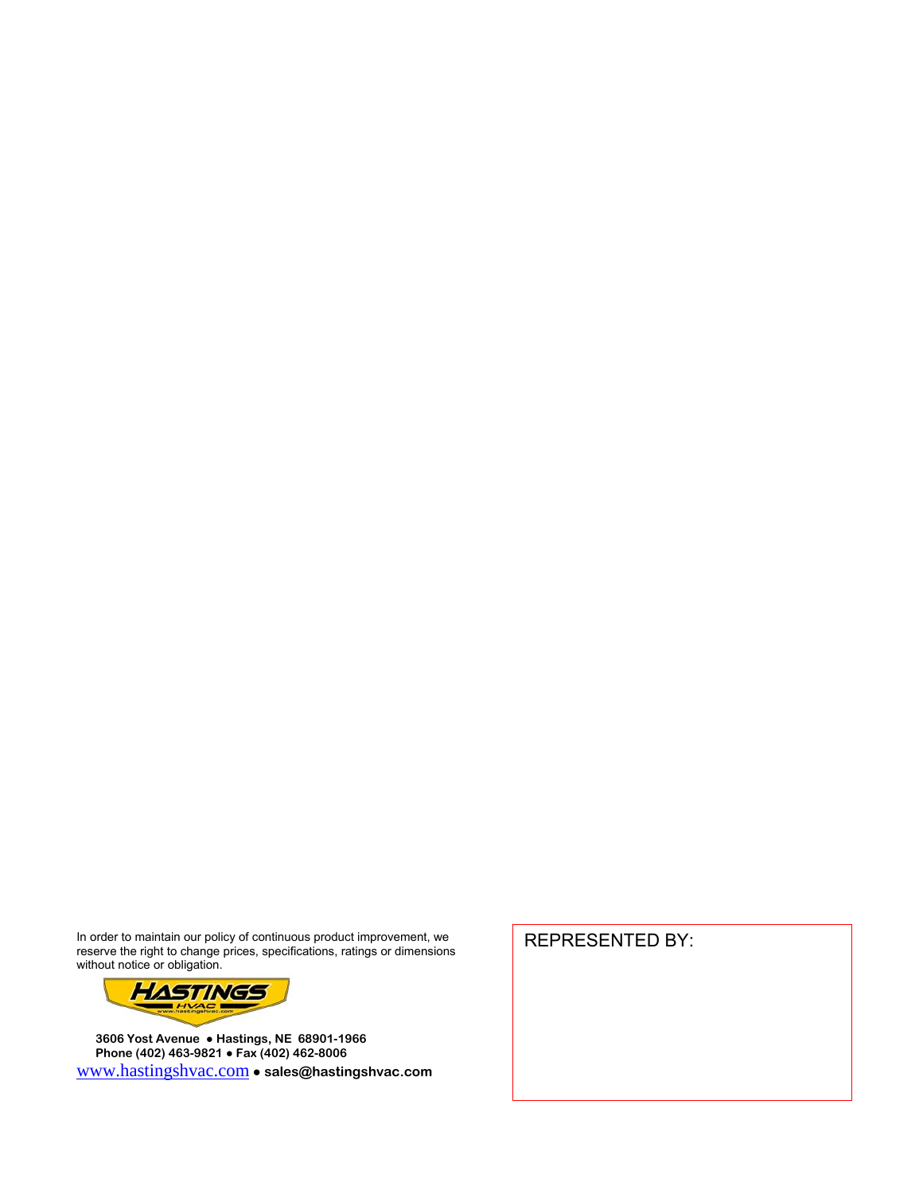In order to maintain our policy of continuous product improvement, we reserve the right to change prices, specifications, ratings or dimensions without notice or obligation.

**3606 Yost Avenue ● Hastings, NE 68901-1966**
**Phone (402) 463-9821 ● Fax (402) 462-8006**
www.hastingshvac.com ● **sales@hastingshvac.com**

REPRESENTED BY: